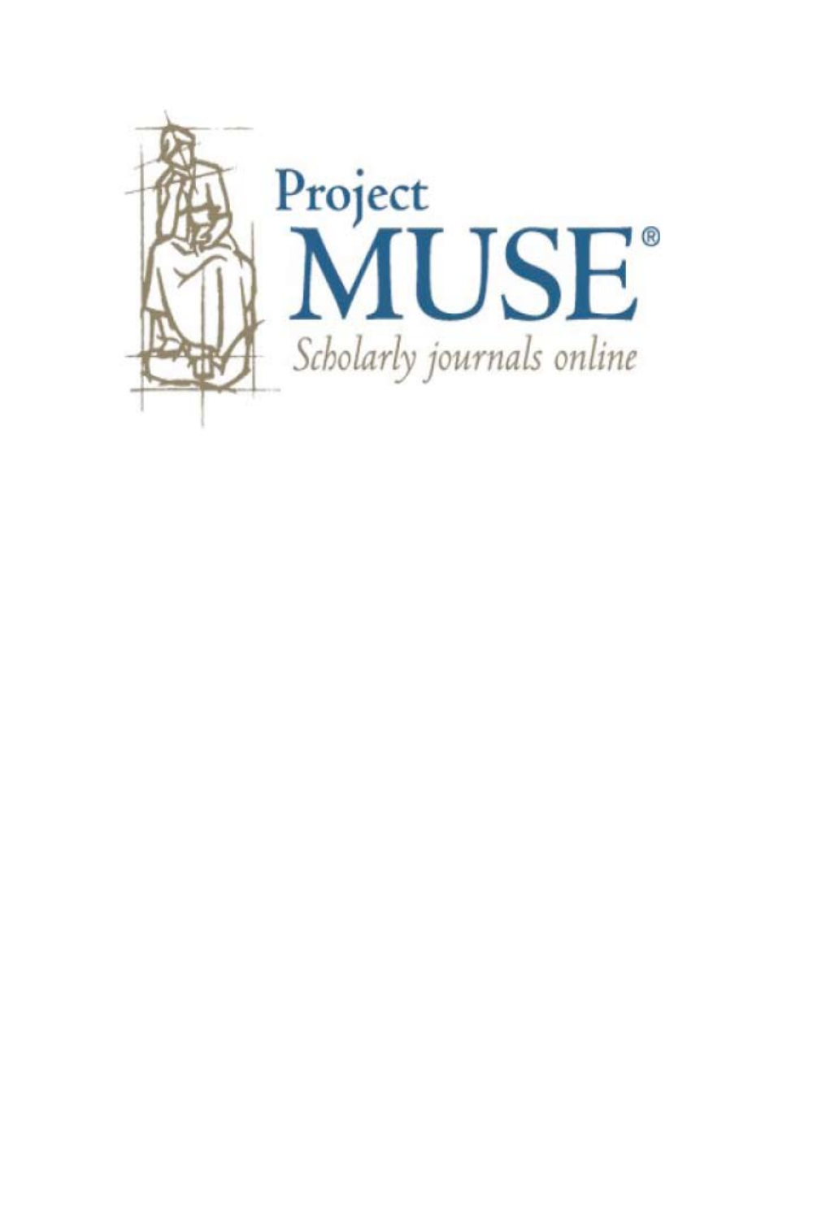Project MUSE®

*Scholarly journals online*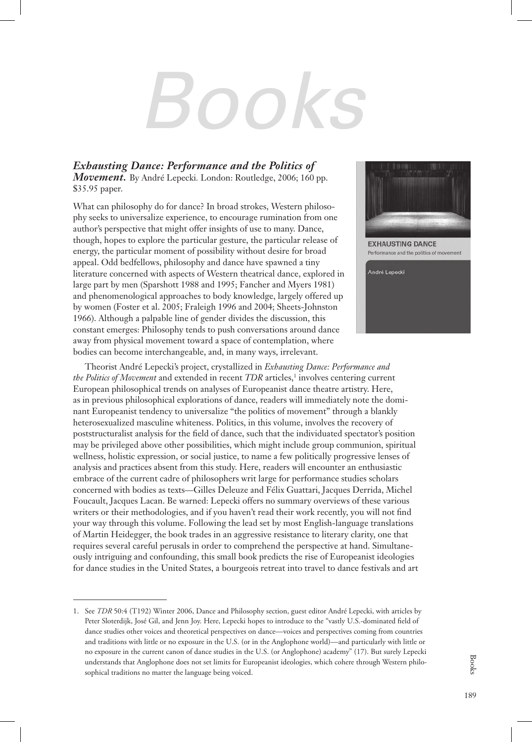# Books

***Exhausting Dance: Performance and the Politics of Movement.*** By André Lepecki. London: Routledge, 2006; 160 pp. $35.95 paper.

What can philosophy do for dance? In broad strokes, Western philosophy seeks to universalize experience, to encourage rumination from one author's perspective that might offer insights of use to many. Dance, though, hopes to explore the particular gesture, the particular release of energy, the particular moment of possibility without desire for broad appeal. Odd bedfellows, philosophy and dance have spawned a tiny literature concerned with aspects of Western theatrical dance, explored in large part by men (Sparshott 1988 and 1995; Fancher and Myers 1981) and phenomenological approaches to body knowledge, largely offered up by women (Foster et al. 2005; Fraleigh 1996 and 2004; Sheets-Johnston 1966). Although a palpable line of gender divides the discussion, this constant emerges: Philosophy tends to push conversations around dance away from physical movement toward a space of contemplation, where bodies can become interchangeable, and, in many ways, irrelevant.

Theorist André Lepecki's project, crystallized in *Exhausting Dance: Performance and the Politics of Movement* and extended in recent *TDR* articles,[1] involves centering current European philosophical trends on analyses of Europeanist dance theatre artistry. Here, as in previous philosophical explorations of dance, readers will immediately note the dominant Europeanist tendency to universalize "the politics of movement" through a blankly heterosexualized masculine whiteness. Politics, in this volume, involves the recovery of poststructuralist analysis for the field of dance, such that the individuated spectator's position may be privileged above other possibilities, which might include group communion, spiritual wellness, holistic expression, or social justice, to name a few politically progressive lenses of analysis and practices absent from this study. Here, readers will encounter an enthusiastic embrace of the current cadre of philosophers writ large for performance studies scholars concerned with bodies as texts—Gilles Deleuze and Félix Guattari, Jacques Derrida, Michel Foucault, Jacques Lacan. Be warned: Lepecki offers no summary overviews of these various writers or their methodologies, and if you haven't read their work recently, you will not find your way through this volume. Following the lead set by most English-language translations of Martin Heidegger, the book trades in an aggressive resistance to literary clarity, one that requires several careful perusals in order to comprehend the perspective at hand. Simultaneously intriguing and confounding, this small book predicts the rise of Europeanist ideologies for dance studies in the United States, a bourgeois retreat into travel to dance festivals and art

1. See *TDR* 50:4 (T192) Winter 2006, Dance and Philosophy section, guest editor André Lepecki, with articles by Peter Sloterdijk, José Gil, and Jenn Joy. Here, Lepecki hopes to introduce to the "vastly U.S.-dominated field of dance studies other voices and theoretical perspectives on dance—voices and perspectives coming from countries and traditions with little or no exposure in the U.S. (or in the Anglophone world)—and particularly with little or no exposure in the current canon of dance studies in the U.S. (or Anglophone) academy" (17). But surely Lepecki understands that Anglophone does not set limits for Europeanist ideologies, which cohere through Western philosophical traditions no matter the language being voiced.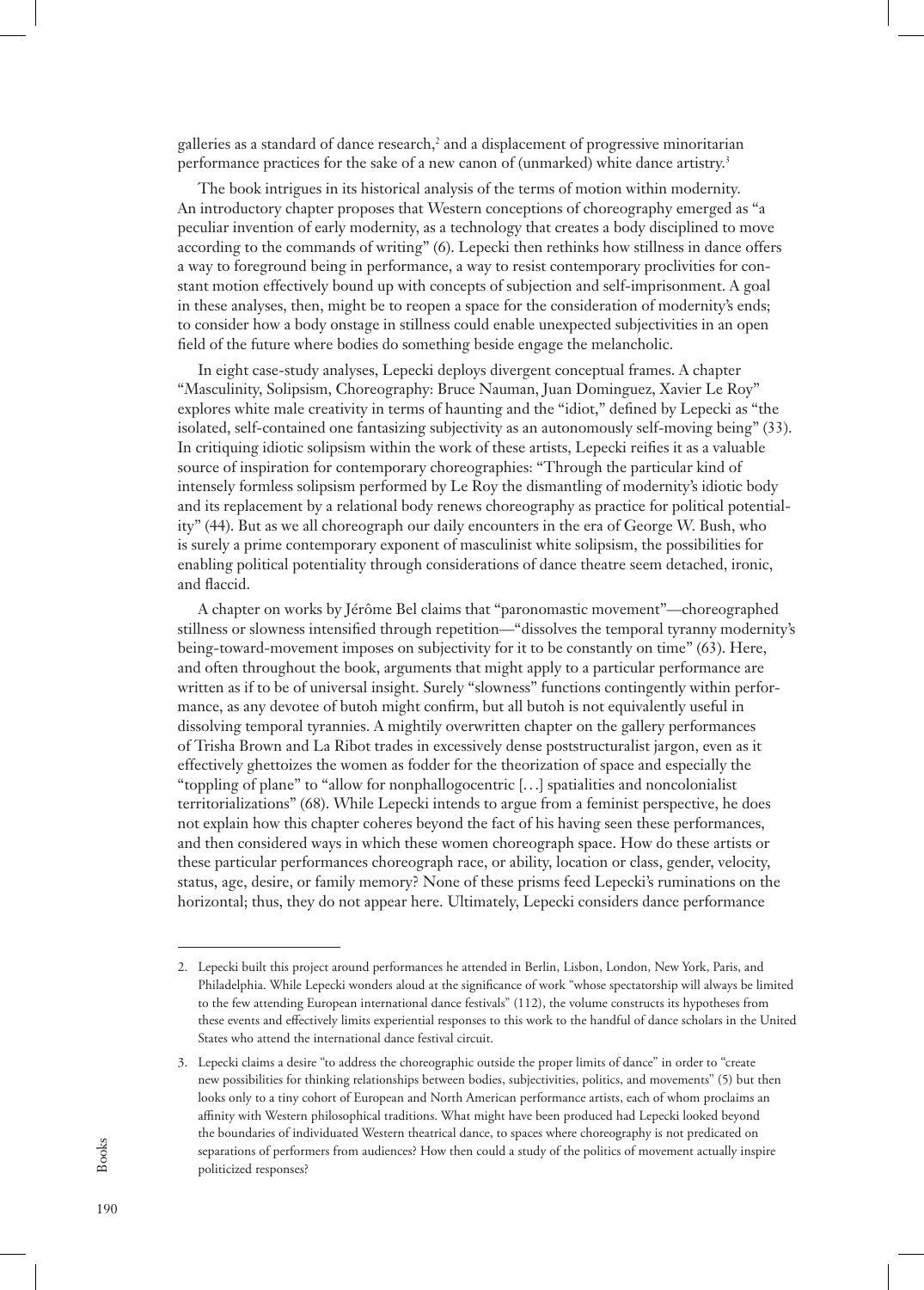galleries as a standard of dance research,[2] and a displacement of progressive minoritarian performance practices for the sake of a new canon of (unmarked) white dance artistry.[3]

The book intrigues in its historical analysis of the terms of motion within modernity. An introductory chapter proposes that Western conceptions of choreography emerged as "a peculiar invention of early modernity, as a technology that creates a body disciplined to move according to the commands of writing" (6). Lepecki then rethinks how stillness in dance offers a way to foreground being in performance, a way to resist contemporary proclivities for constant motion effectively bound up with concepts of subjection and self-imprisonment. A goal in these analyses, then, might be to reopen a space for the consideration of modernity's ends; to consider how a body onstage in stillness could enable unexpected subjectivities in an open field of the future where bodies do something beside engage the melancholic.

In eight case-study analyses, Lepecki deploys divergent conceptual frames. A chapter "Masculinity, Solipsism, Choreography: Bruce Nauman, Juan Dominguez, Xavier Le Roy" explores white male creativity in terms of haunting and the "idiot," defined by Lepecki as "the isolated, self-contained one fantasizing subjectivity as an autonomously self-moving being" (33). In critiquing idiotic solipsism within the work of these artists, Lepecki reifies it as a valuable source of inspiration for contemporary choreographies: "Through the particular kind of intensely formless solipsism performed by Le Roy the dismantling of modernity's idiotic body and its replacement by a relational body renews choreography as practice for political potentiality" (44). But as we all choreograph our daily encounters in the era of George W. Bush, who is surely a prime contemporary exponent of masculinist white solipsism, the possibilities for enabling political potentiality through considerations of dance theatre seem detached, ironic, and flaccid.

A chapter on works by Jérôme Bel claims that "paronomastic movement"—choreographed stillness or slowness intensified through repetition—"dissolves the temporal tyranny modernity's being-toward-movement imposes on subjectivity for it to be constantly on time" (63). Here, and often throughout the book, arguments that might apply to a particular performance are written as if to be of universal insight. Surely "slowness" functions contingently within performance, as any devotee of butoh might confirm, but all butoh is not equivalently useful in dissolving temporal tyrannies. A mightily overwritten chapter on the gallery performances of Trisha Brown and La Ribot trades in excessively dense poststructuralist jargon, even as it effectively ghettoizes the women as fodder for the theorization of space and especially the "toppling of plane" to "allow for nonphallogocentric [...] spatialities and noncolonialist territorializations" (68). While Lepecki intends to argue from a feminist perspective, he does not explain how this chapter coheres beyond the fact of his having seen these performances, and then considered ways in which these women choreograph space. How do these artists or these particular performances choreograph race, or ability, location or class, gender, velocity, status, age, desire, or family memory? None of these prisms feed Lepecki's ruminations on the horizontal; thus, they do not appear here. Ultimately, Lepecki considers dance performance

---

2. Lepecki built this project around performances he attended in Berlin, Lisbon, London, New York, Paris, and Philadelphia. While Lepecki wonders aloud at the significance of work "whose spectatorship will always be limited to the few attending European international dance festivals" (112), the volume constructs its hypotheses from these events and effectively limits experiential responses to this work to the handful of dance scholars in the United States who attend the international dance festival circuit.

3. Lepecki claims a desire "to address the choreographic outside the proper limits of dance" in order to "create new possibilities for thinking relationships between bodies, subjectivities, politics, and movements" (5) but then looks only to a tiny cohort of European and North American performance artists, each of whom proclaims an affinity with Western philosophical traditions. What might have been produced had Lepecki looked beyond the boundaries of individuated Western theatrical dance, to spaces where choreography is not predicated on separations of performers from audiences? How then could a study of the politics of movement actually inspire politicized responses?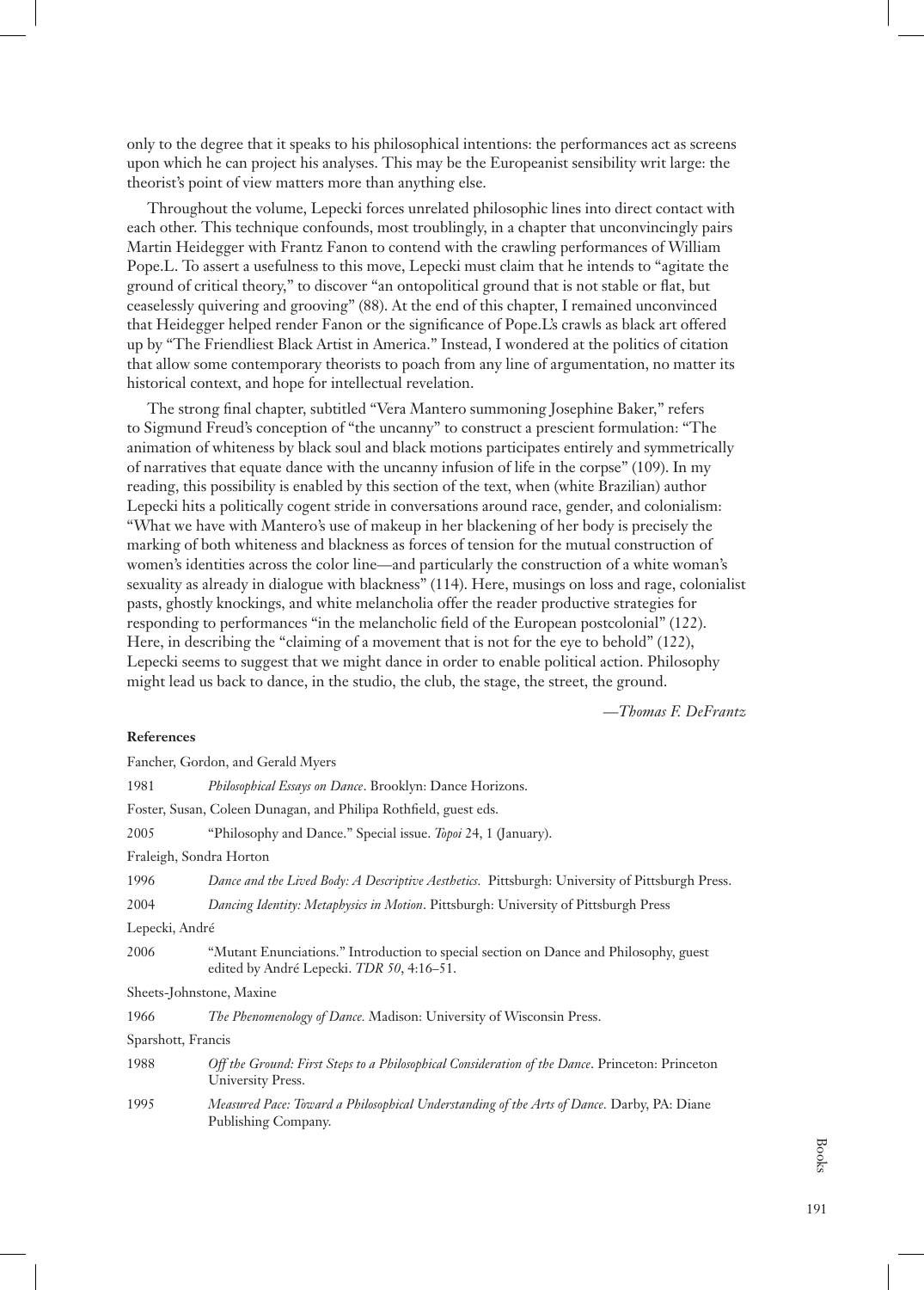only to the degree that it speaks to his philosophical intentions: the performances act as screens upon which he can project his analyses. This may be the Europeanist sensibility writ large: the theorist's point of view matters more than anything else.

Throughout the volume, Lepecki forces unrelated philosophic lines into direct contact with each other. This technique confounds, most troublingly, in a chapter that unconvincingly pairs Martin Heidegger with Frantz Fanon to contend with the crawling performances of William Pope.L. To assert a usefulness to this move, Lepecki must claim that he intends to "agitate the ground of critical theory," to discover "an ontopolitical ground that is not stable or flat, but ceaselessly quivering and grooving" (88). At the end of this chapter, I remained unconvinced that Heidegger helped render Fanon or the significance of Pope.L's crawls as black art offered up by "The Friendliest Black Artist in America." Instead, I wondered at the politics of citation that allow some contemporary theorists to poach from any line of argumentation, no matter its historical context, and hope for intellectual revelation.

The strong final chapter, subtitled "Vera Mantero summoning Josephine Baker," refers to Sigmund Freud's conception of "the uncanny" to construct a prescient formulation: "The animation of whiteness by black soul and black motions participates entirely and symmetrically of narratives that equate dance with the uncanny infusion of life in the corpse" (109). In my reading, this possibility is enabled by this section of the text, when (white Brazilian) author Lepecki hits a politically cogent stride in conversations around race, gender, and colonialism: "What we have with Mantero's use of makeup in her blackening of her body is precisely the marking of both whiteness and blackness as forces of tension for the mutual construction of women's identities across the color line—and particularly the construction of a white woman's sexuality as already in dialogue with blackness" (114). Here, musings on loss and rage, colonialist pasts, ghostly knockings, and white melancholia offer the reader productive strategies for responding to performances "in the melancholic field of the European postcolonial" (122). Here, in describing the "claiming of a movement that is not for the eye to behold" (122), Lepecki seems to suggest that we might dance in order to enable political action. Philosophy might lead us back to dance, in the studio, the club, the stage, the street, the ground.

*—Thomas F. DeFrantz*

**References**

Fancher, Gordon, and Gerald Myers

1981 *Philosophical Essays on Dance*. Brooklyn: Dance Horizons.

Foster, Susan, Coleen Dunagan, and Philipa Rothfield, guest eds.

2005 "Philosophy and Dance." Special issue. *Topoi* 24, 1 (January).

Fraleigh, Sondra Horton

1996 *Dance and the Lived Body: A Descriptive Aesthetics.* Pittsburgh: University of Pittsburgh Press.

2004 *Dancing Identity: Metaphysics in Motion*. Pittsburgh: University of Pittsburgh Press

Lepecki, André

2006 "Mutant Enunciations." Introduction to special section on Dance and Philosophy, guest edited by André Lepecki. *TDR 50*, 4:16–51.

Sheets-Johnstone, Maxine

1966 *The Phenomenology of Dance.* Madison: University of Wisconsin Press.

Sparshott, Francis

1988 *Off the Ground: First Steps to a Philosophical Consideration of the Dance*. Princeton: Princeton University Press.

1995 *Measured Pace: Toward a Philosophical Understanding of the Arts of Dance.* Darby, PA: Diane Publishing Company.